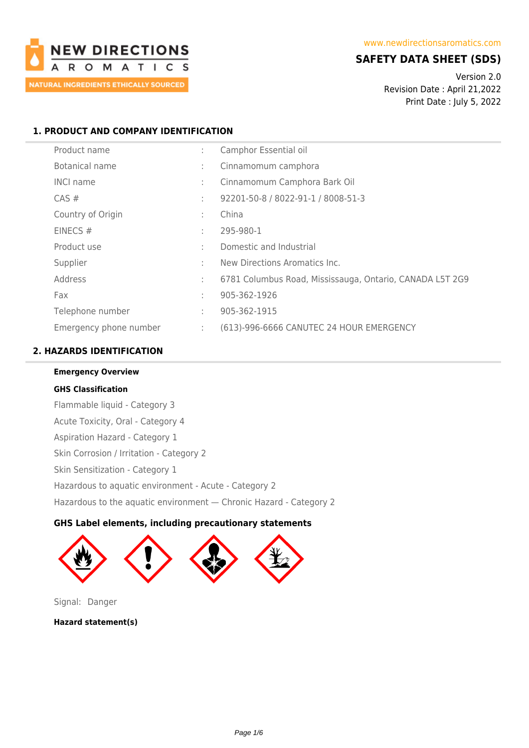NEW DIRECTIONS AROMATICS
NATURAL INGREDIENTS ETHICALLY SOURCED

www.newdirectionsaromatics.com

# SAFETY DATA SHEET (SDS)

Version 2.0
Revision Date : April 21,2022
Print Date : July 5, 2022

## 1. PRODUCT AND COMPANY IDENTIFICATION

| | | |
|---|---|---|
| Product name | : | Camphor Essential oil |
| Botanical name | : | Cinnamomum camphora |
| INCI name | : | Cinnamomum Camphora Bark Oil |
| CAS # | : | 92201-50-8 / 8022-91-1 / 8008-51-3 |
| Country of Origin | : | China |
| EINECS # | : | 295-980-1 |
| Product use | : | Domestic and Industrial |
| Supplier | : | New Directions Aromatics Inc. |
| Address | : | 6781 Columbus Road, Mississauga, Ontario, CANADA L5T 2G9 |
| Fax | : | 905-362-1926 |
| Telephone number | : | 905-362-1915 |
| Emergency phone number | : | (613)-996-6666 CANUTEC 24 HOUR EMERGENCY |

## 2. HAZARDS IDENTIFICATION

**Emergency Overview**

**GHS Classification**

Flammable liquid - Category 3

Acute Toxicity, Oral - Category 4

Aspiration Hazard - Category 1

Skin Corrosion / Irritation - Category 2

Skin Sensitization - Category 1

Hazardous to aquatic environment - Acute - Category 2

Hazardous to the aquatic environment — Chronic Hazard - Category 2

### GHS Label elements, including precautionary statements

Signal: Danger

**Hazard statement(s)**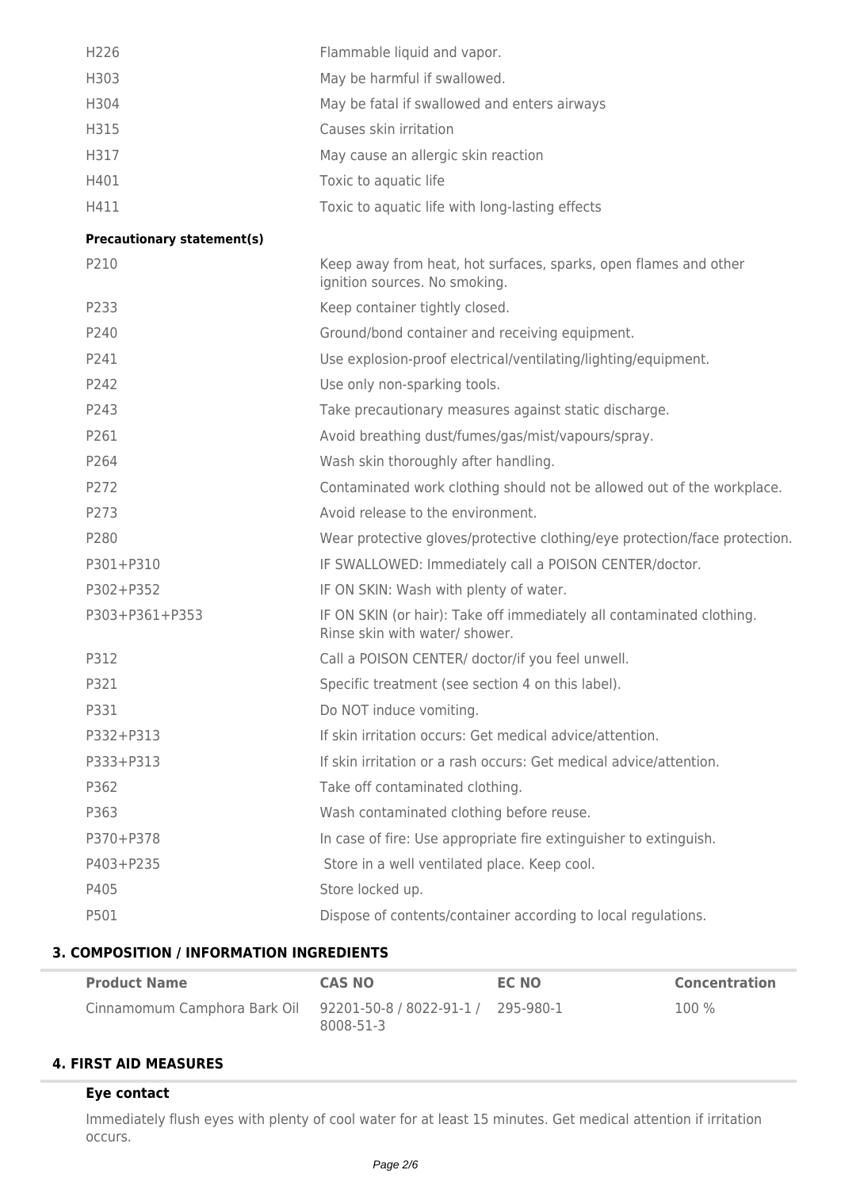| | |
|---|---|
| H226 | Flammable liquid and vapor. |
| H303 | May be harmful if swallowed. |
| H304 | May be fatal if swallowed and enters airways |
| H315 | Causes skin irritation |
| H317 | May cause an allergic skin reaction |
| H401 | Toxic to aquatic life |
| H411 | Toxic to aquatic life with long-lasting effects |

**Precautionary statement(s)**

| | |
|---|---|
| P210 | Keep away from heat, hot surfaces, sparks, open flames and other ignition sources. No smoking. |
| P233 | Keep container tightly closed. |
| P240 | Ground/bond container and receiving equipment. |
| P241 | Use explosion-proof electrical/ventilating/lighting/equipment. |
| P242 | Use only non-sparking tools. |
| P243 | Take precautionary measures against static discharge. |
| P261 | Avoid breathing dust/fumes/gas/mist/vapours/spray. |
| P264 | Wash skin thoroughly after handling. |
| P272 | Contaminated work clothing should not be allowed out of the workplace. |
| P273 | Avoid release to the environment. |
| P280 | Wear protective gloves/protective clothing/eye protection/face protection. |
| P301+P310 | IF SWALLOWED: Immediately call a POISON CENTER/doctor. |
| P302+P352 | IF ON SKIN: Wash with plenty of water. |
| P303+P361+P353 | IF ON SKIN (or hair): Take off immediately all contaminated clothing. Rinse skin with water/ shower. |
| P312 | Call a POISON CENTER/ doctor/if you feel unwell. |
| P321 | Specific treatment (see section 4 on this label). |
| P331 | Do NOT induce vomiting. |
| P332+P313 | If skin irritation occurs: Get medical advice/attention. |
| P333+P313 | If skin irritation or a rash occurs: Get medical advice/attention. |
| P362 | Take off contaminated clothing. |
| P363 | Wash contaminated clothing before reuse. |
| P370+P378 | In case of fire: Use appropriate fire extinguisher to extinguish. |
| P403+P235 | Store in a well ventilated place. Keep cool. |
| P405 | Store locked up. |
| P501 | Dispose of contents/container according to local regulations. |

## 3. COMPOSITION / INFORMATION INGREDIENTS

| Product Name | CAS NO | EC NO | Concentration |
|---|---|---|---|
| Cinnamomum Camphora Bark Oil | 92201-50-8 / 8022-91-1 / 8008-51-3 | 295-980-1 | 100 % |

## 4. FIRST AID MEASURES

### Eye contact

Immediately flush eyes with plenty of cool water for at least 15 minutes. Get medical attention if irritation occurs.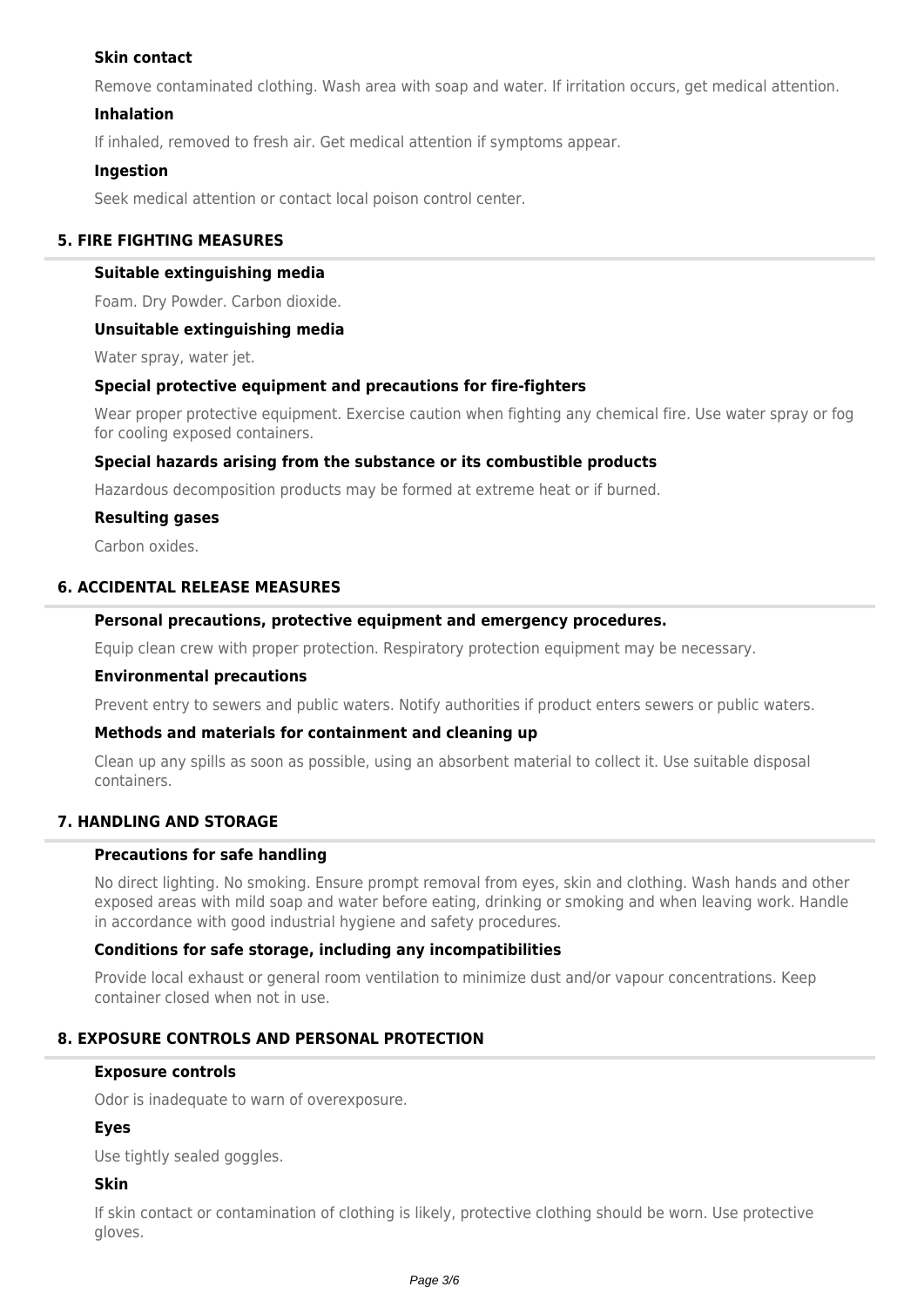### Skin contact

Remove contaminated clothing. Wash area with soap and water. If irritation occurs, get medical attention.

### Inhalation

If inhaled, removed to fresh air. Get medical attention if symptoms appear.

### Ingestion

Seek medical attention or contact local poison control center.

## 5. FIRE FIGHTING MEASURES

### Suitable extinguishing media

Foam. Dry Powder. Carbon dioxide.

### Unsuitable extinguishing media

Water spray, water jet.

### Special protective equipment and precautions for fire-fighters

Wear proper protective equipment. Exercise caution when fighting any chemical fire. Use water spray or fog for cooling exposed containers.

### Special hazards arising from the substance or its combustible products

Hazardous decomposition products may be formed at extreme heat or if burned.

### Resulting gases

Carbon oxides.

## 6. ACCIDENTAL RELEASE MEASURES

### Personal precautions, protective equipment and emergency procedures.

Equip clean crew with proper protection. Respiratory protection equipment may be necessary.

### Environmental precautions

Prevent entry to sewers and public waters. Notify authorities if product enters sewers or public waters.

### Methods and materials for containment and cleaning up

Clean up any spills as soon as possible, using an absorbent material to collect it. Use suitable disposal containers.

## 7. HANDLING AND STORAGE

### Precautions for safe handling

No direct lighting. No smoking. Ensure prompt removal from eyes, skin and clothing. Wash hands and other exposed areas with mild soap and water before eating, drinking or smoking and when leaving work. Handle in accordance with good industrial hygiene and safety procedures.

### Conditions for safe storage, including any incompatibilities

Provide local exhaust or general room ventilation to minimize dust and/or vapour concentrations. Keep container closed when not in use.

## 8. EXPOSURE CONTROLS AND PERSONAL PROTECTION

### Exposure controls

Odor is inadequate to warn of overexposure.

### Eyes

Use tightly sealed goggles.

### Skin

If skin contact or contamination of clothing is likely, protective clothing should be worn. Use protective gloves.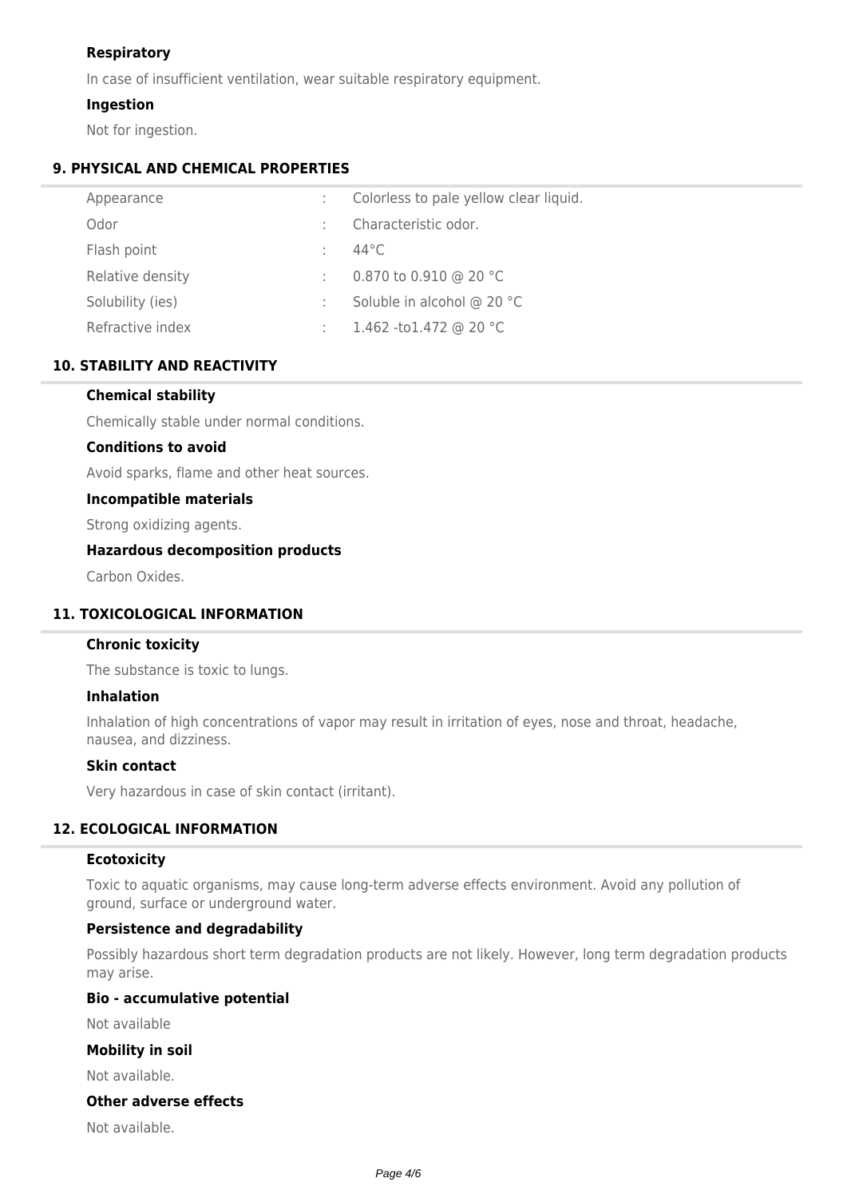**Respiratory**

In case of insufficient ventilation, wear suitable respiratory equipment.

**Ingestion**

Not for ingestion.

## 9. PHYSICAL AND CHEMICAL PROPERTIES

| | | |
|---|---|---|
| Appearance | : | Colorless to pale yellow clear liquid. |
| Odor | : | Characteristic odor. |
| Flash point | : | 44°C |
| Relative density | : | 0.870 to 0.910 @ 20 °C |
| Solubility (ies) | : | Soluble in alcohol @ 20 °C |
| Refractive index | : | 1.462 -to1.472 @ 20 °C |

## 10. STABILITY AND REACTIVITY

**Chemical stability**

Chemically stable under normal conditions.

**Conditions to avoid**

Avoid sparks, flame and other heat sources.

**Incompatible materials**

Strong oxidizing agents.

**Hazardous decomposition products**

Carbon Oxides.

## 11. TOXICOLOGICAL INFORMATION

**Chronic toxicity**

The substance is toxic to lungs.

**Inhalation**

Inhalation of high concentrations of vapor may result in irritation of eyes, nose and throat, headache, nausea, and dizziness.

**Skin contact**

Very hazardous in case of skin contact (irritant).

## 12. ECOLOGICAL INFORMATION

**Ecotoxicity**

Toxic to aquatic organisms, may cause long-term adverse effects environment. Avoid any pollution of ground, surface or underground water.

**Persistence and degradability**

Possibly hazardous short term degradation products are not likely. However, long term degradation products may arise.

**Bio - accumulative potential**

Not available

**Mobility in soil**

Not available.

**Other adverse effects**

Not available.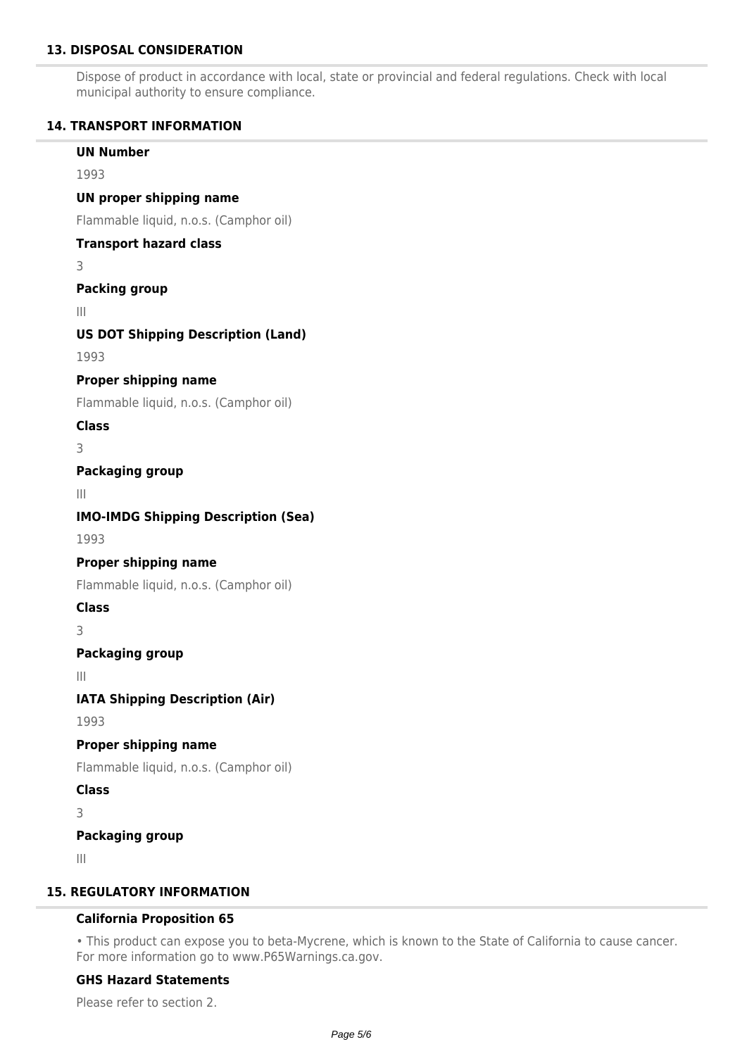## 13. DISPOSAL CONSIDERATION

Dispose of product in accordance with local, state or provincial and federal regulations. Check with local municipal authority to ensure compliance.

## 14. TRANSPORT INFORMATION

**UN Number**

1993

**UN proper shipping name**

Flammable liquid, n.o.s. (Camphor oil)

**Transport hazard class**

3

**Packing group**

III

**US DOT Shipping Description (Land)**

1993

**Proper shipping name**

Flammable liquid, n.o.s. (Camphor oil)

**Class**

3

**Packaging group**

III

**IMO-IMDG Shipping Description (Sea)**

1993

**Proper shipping name**

Flammable liquid, n.o.s. (Camphor oil)

**Class**

3

**Packaging group**

III

**IATA Shipping Description (Air)**

1993

**Proper shipping name**

Flammable liquid, n.o.s. (Camphor oil)

**Class**

3

**Packaging group**

III

## 15. REGULATORY INFORMATION

**California Proposition 65**

• This product can expose you to beta-Mycrene, which is known to the State of California to cause cancer. For more information go to www.P65Warnings.ca.gov.

**GHS Hazard Statements**

Please refer to section 2.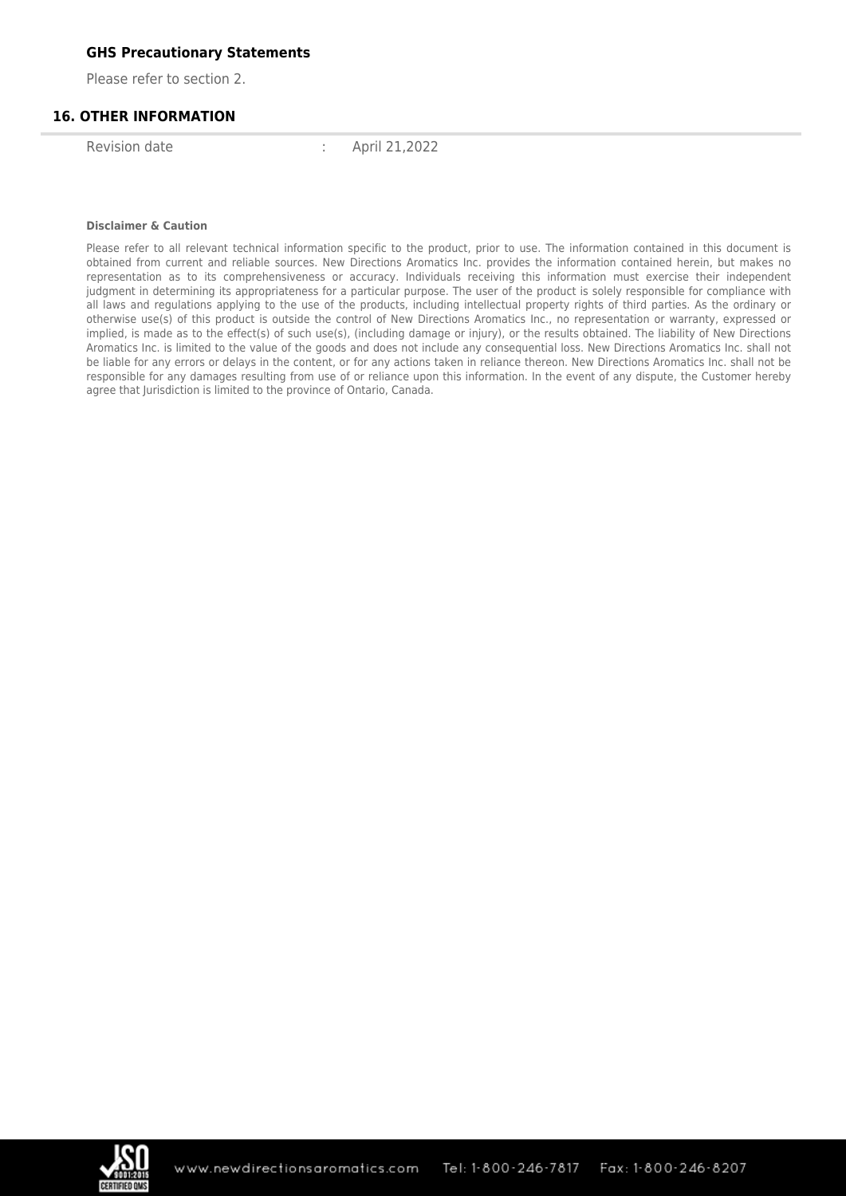### GHS Precautionary Statements

Please refer to section 2.

## 16. OTHER INFORMATION

Revision date : April 21,2022

**Disclaimer & Caution**

Please refer to all relevant technical information specific to the product, prior to use. The information contained in this document is obtained from current and reliable sources. New Directions Aromatics Inc. provides the information contained herein, but makes no representation as to its comprehensiveness or accuracy. Individuals receiving this information must exercise their independent judgment in determining its appropriateness for a particular purpose. The user of the product is solely responsible for compliance with all laws and regulations applying to the use of the products, including intellectual property rights of third parties. As the ordinary or otherwise use(s) of this product is outside the control of New Directions Aromatics Inc., no representation or warranty, expressed or implied, is made as to the effect(s) of such use(s), (including damage or injury), or the results obtained. The liability of New Directions Aromatics Inc. is limited to the value of the goods and does not include any consequential loss. New Directions Aromatics Inc. shall not be liable for any errors or delays in the content, or for any actions taken in reliance thereon. New Directions Aromatics Inc. shall not be responsible for any damages resulting from use of or reliance upon this information. In the event of any dispute, the Customer hereby agree that Jurisdiction is limited to the province of Ontario, Canada.